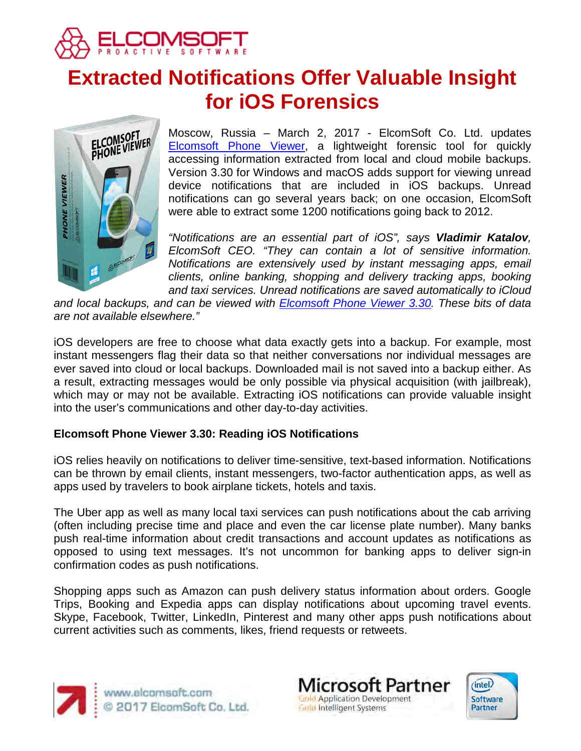# Extracted Notifications Offer Valuable Insight for iOS Forensics

Moscow, Russia – March 2, 2017 - ElcomSoft Co. Ltd. updates Elcomsoft Phone Viewer, a lightweight forensic tool for quickly accessing information extracted from local and cloud mobile backups. Version 3.30 for Windows and macOS adds support for viewing unread device notifications that are included in iOS backups. Unread notifications can go several years back; on one occasion, ElcomSoft were able to extract some 1200 notifications going back to 2012.

*"Notifications are an essential part of iOS", says **Vladimir Katalov**, ElcomSoft CEO. "They can contain a lot of sensitive information. Notifications are extensively used by instant messaging apps, email clients, online banking, shopping and delivery tracking apps, booking and taxi services. Unread notifications are saved automatically to iCloud and local backups, and can be viewed with Elcomsoft Phone Viewer 3.30. These bits of data are not available elsewhere."*

iOS developers are free to choose what data exactly gets into a backup. For example, most instant messengers flag their data so that neither conversations nor individual messages are ever saved into cloud or local backups. Downloaded mail is not saved into a backup either. As a result, extracting messages would be only possible via physical acquisition (with jailbreak), which may or may not be available. Extracting iOS notifications can provide valuable insight into the user's communications and other day-to-day activities.

**Elcomsoft Phone Viewer 3.30: Reading iOS Notifications**

iOS relies heavily on notifications to deliver time-sensitive, text-based information. Notifications can be thrown by email clients, instant messengers, two-factor authentication apps, as well as apps used by travelers to book airplane tickets, hotels and taxis.

The Uber app as well as many local taxi services can push notifications about the cab arriving (often including precise time and place and even the car license plate number). Many banks push real-time information about credit transactions and account updates as notifications as opposed to using text messages. It's not uncommon for banking apps to deliver sign-in confirmation codes as push notifications.

Shopping apps such as Amazon can push delivery status information about orders. Google Trips, Booking and Expedia apps can display notifications about upcoming travel events. Skype, Facebook, Twitter, LinkedIn, Pinterest and many other apps push notifications about current activities such as comments, likes, friend requests or retweets.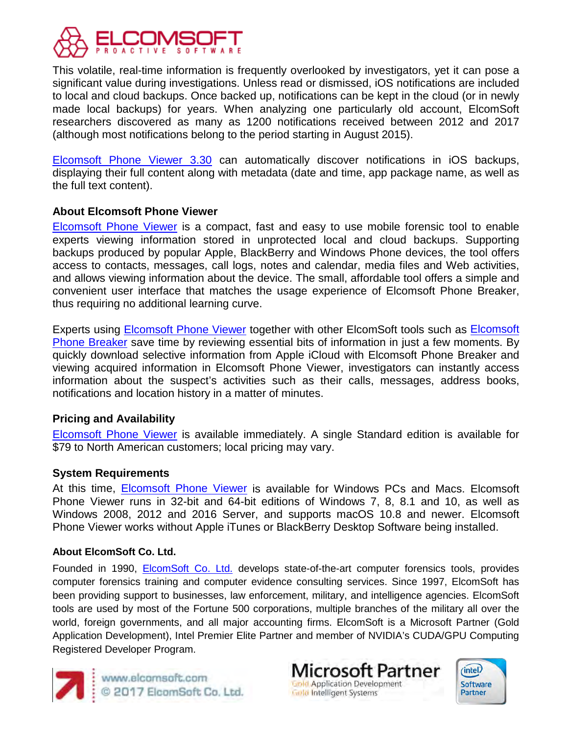This volatile, real-time information is frequently overlooked by investigators, yet it can pose a significant value during investigations. Unless read or dismissed, iOS notifications are included to local and cloud backups. Once backed up, notifications can be kept in the cloud (or in newly made local backups) for years. When analyzing one particularly old account, ElcomSoft researchers discovered as many as 1200 notifications received between 2012 and 2017 (although most notifications belong to the period starting in August 2015).

Elcomsoft Phone Viewer 3.30 can automatically discover notifications in iOS backups, displaying their full content along with metadata (date and time, app package name, as well as the full text content).

### About Elcomsoft Phone Viewer

Elcomsoft Phone Viewer is a compact, fast and easy to use mobile forensic tool to enable experts viewing information stored in unprotected local and cloud backups. Supporting backups produced by popular Apple, BlackBerry and Windows Phone devices, the tool offers access to contacts, messages, call logs, notes and calendar, media files and Web activities, and allows viewing information about the device. The small, affordable tool offers a simple and convenient user interface that matches the usage experience of Elcomsoft Phone Breaker, thus requiring no additional learning curve.

Experts using Elcomsoft Phone Viewer together with other ElcomSoft tools such as Elcomsoft Phone Breaker save time by reviewing essential bits of information in just a few moments. By quickly download selective information from Apple iCloud with Elcomsoft Phone Breaker and viewing acquired information in Elcomsoft Phone Viewer, investigators can instantly access information about the suspect's activities such as their calls, messages, address books, notifications and location history in a matter of minutes.

### Pricing and Availability

Elcomsoft Phone Viewer is available immediately. A single Standard edition is available for $79 to North American customers; local pricing may vary.

### System Requirements

At this time, Elcomsoft Phone Viewer is available for Windows PCs and Macs. Elcomsoft Phone Viewer runs in 32-bit and 64-bit editions of Windows 7, 8, 8.1 and 10, as well as Windows 2008, 2012 and 2016 Server, and supports macOS 10.8 and newer. Elcomsoft Phone Viewer works without Apple iTunes or BlackBerry Desktop Software being installed.

### About ElcomSoft Co. Ltd.

Founded in 1990, ElcomSoft Co. Ltd. develops state-of-the-art computer forensics tools, provides computer forensics training and computer evidence consulting services. Since 1997, ElcomSoft has been providing support to businesses, law enforcement, military, and intelligence agencies. ElcomSoft tools are used by most of the Fortune 500 corporations, multiple branches of the military all over the world, foreign governments, and all major accounting firms. ElcomSoft is a Microsoft Partner (Gold Application Development), Intel Premier Elite Partner and member of NVIDIA's CUDA/GPU Computing Registered Developer Program.

www.elcomsoft.com
© 2017 ElcomSoft Co. Ltd.

Microsoft Partner
Gold Application Development
Gold Intelligent Systems

intel Software Partner